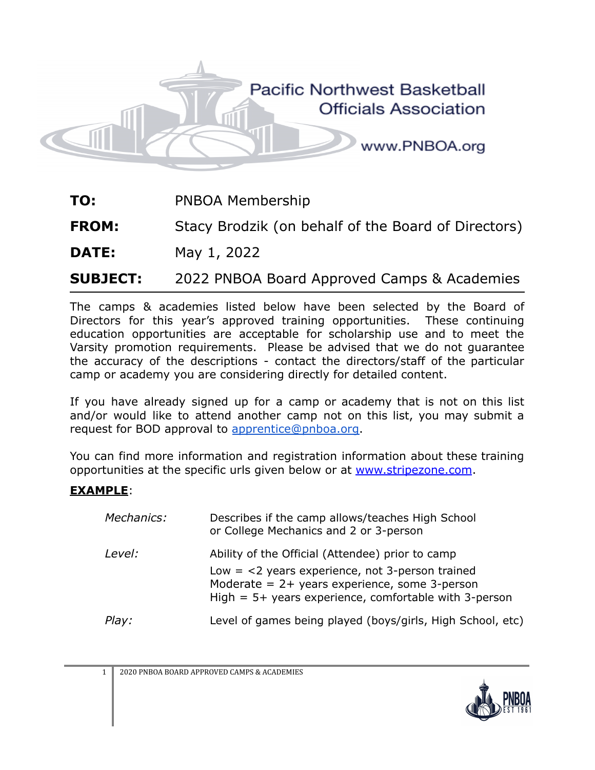Pacific Northwest Basketball Officials Association

www.PNBOA.org

**TO:** PNBOA Membership

**FROM:** Stacy Brodzik (on behalf of the Board of Directors)

**DATE:** May 1, 2022

**SUBJECT:** 2022 PNBOA Board Approved Camps & Academies

---

The camps & academies listed below have been selected by the Board of Directors for this year's approved training opportunities. These continuing education opportunities are acceptable for scholarship use and to meet the Varsity promotion requirements. Please be advised that we do not guarantee the accuracy of the descriptions - contact the directors/staff of the particular camp or academy you are considering directly for detailed content.

If you have already signed up for a camp or academy that is not on this list and/or would like to attend another camp not on this list, you may submit a request for BOD approval to [apprentice@pnboa.org](mailto:apprentice@pnboa.org).

You can find more information and registration information about these training opportunities at the specific urls given below or at [www.stripezone.com](http://www.stripezone.com).

**EXAMPLE**:

*Mechanics:* Describes if the camp allows/teaches High School or College Mechanics and 2 or 3-person

*Level:* Ability of the Official (Attendee) prior to camp

- Low = <2 years experience, not 3-person trained
- Moderate = 2+ years experience, some 3-person
- High = 5+ years experience, comfortable with 3-person

*Play:* Level of games being played (boys/girls, High School, etc)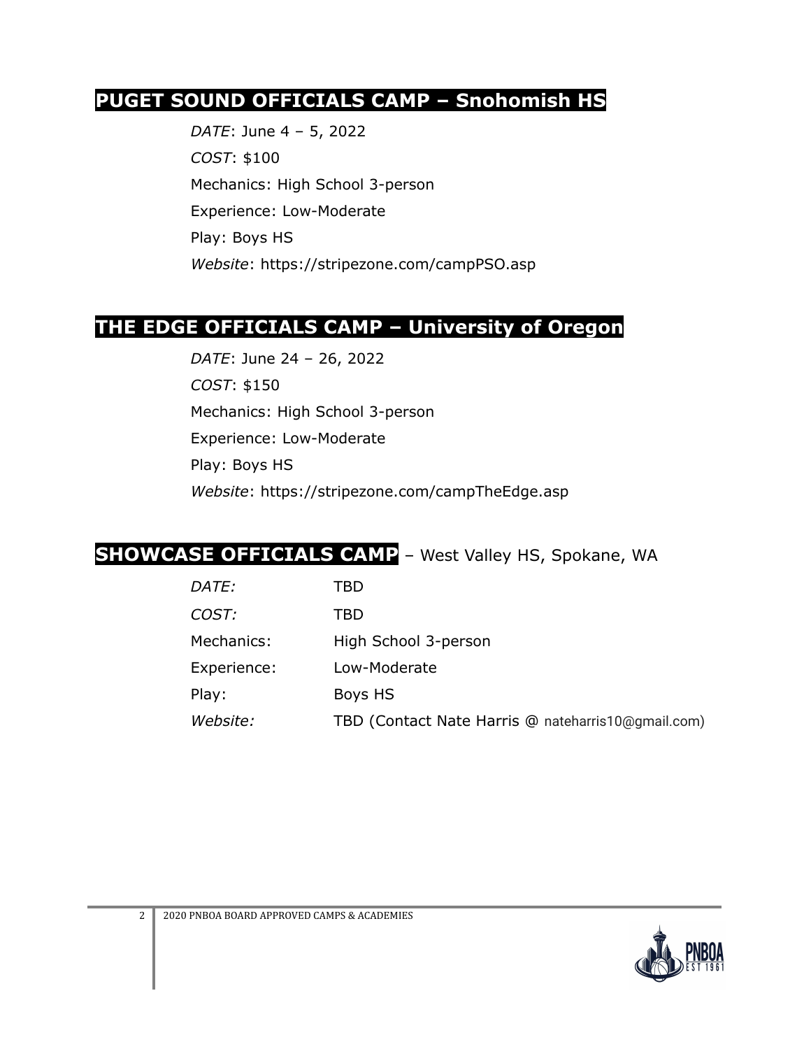## PUGET SOUND OFFICIALS CAMP – Snohomish HS

*DATE*: June 4 – 5, 2022

*COST*: $100

Mechanics: High School 3-person

Experience: Low-Moderate

Play: Boys HS

*Website*: https://stripezone.com/campPSO.asp

## THE EDGE OFFICIALS CAMP – University of Oregon

*DATE*: June 24 – 26, 2022

*COST*: $150

Mechanics: High School 3-person

Experience: Low-Moderate

Play: Boys HS

*Website*: https://stripezone.com/campTheEdge.asp

## SHOWCASE OFFICIALS CAMP – West Valley HS, Spokane, WA

*DATE:* TBD

*COST:* TBD

Mechanics: High School 3-person

Experience: Low-Moderate

Play: Boys HS

*Website:* TBD (Contact Nate Harris @ nateharris10@gmail.com)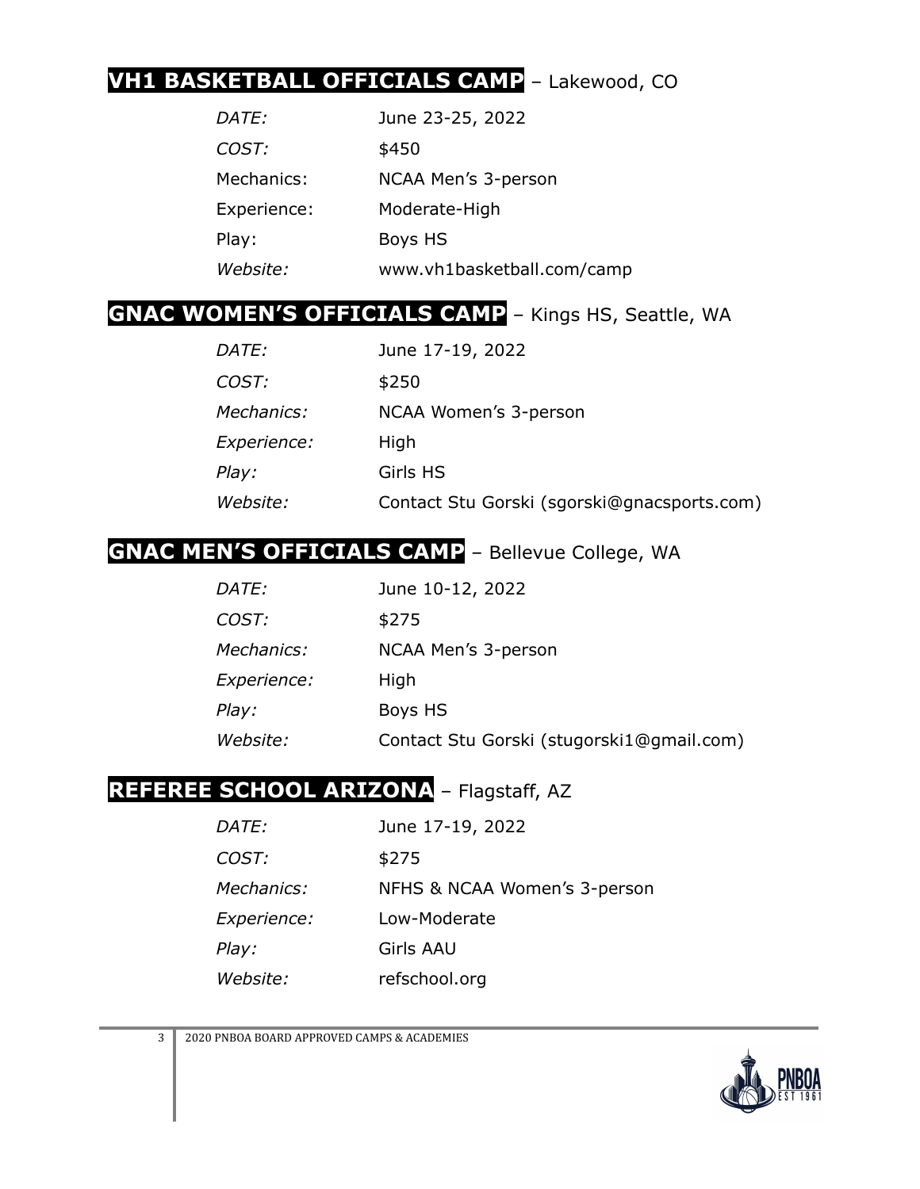## **VH1 BASKETBALL OFFICIALS CAMP** – Lakewood, CO

| | |
|---|---|
| *DATE:* | June 23-25, 2022 |
| *COST:* | $450 |
| Mechanics: | NCAA Men's 3-person |
| Experience: | Moderate-High |
| Play: | Boys HS |
| *Website:* | www.vh1basketball.com/camp |

## **GNAC WOMEN'S OFFICIALS CAMP** – Kings HS, Seattle, WA

| | |
|---|---|
| *DATE:* | June 17-19, 2022 |
| *COST:* | $250 |
| *Mechanics:* | NCAA Women's 3-person |
| *Experience:* | High |
| *Play:* | Girls HS |
| *Website:* | Contact Stu Gorski (sgorski@gnacsports.com) |

## **GNAC MEN'S OFFICIALS CAMP** – Bellevue College, WA

| | |
|---|---|
| *DATE:* | June 10-12, 2022 |
| *COST:* | $275 |
| *Mechanics:* | NCAA Men's 3-person |
| *Experience:* | High |
| *Play:* | Boys HS |
| *Website:* | Contact Stu Gorski (stugorski1@gmail.com) |

## **REFEREE SCHOOL ARIZONA** – Flagstaff, AZ

| | |
|---|---|
| *DATE:* | June 17-19, 2022 |
| *COST:* | $275 |
| *Mechanics:* | NFHS & NCAA Women's 3-person |
| *Experience:* | Low-Moderate |
| *Play:* | Girls AAU |
| *Website:* | refschool.org |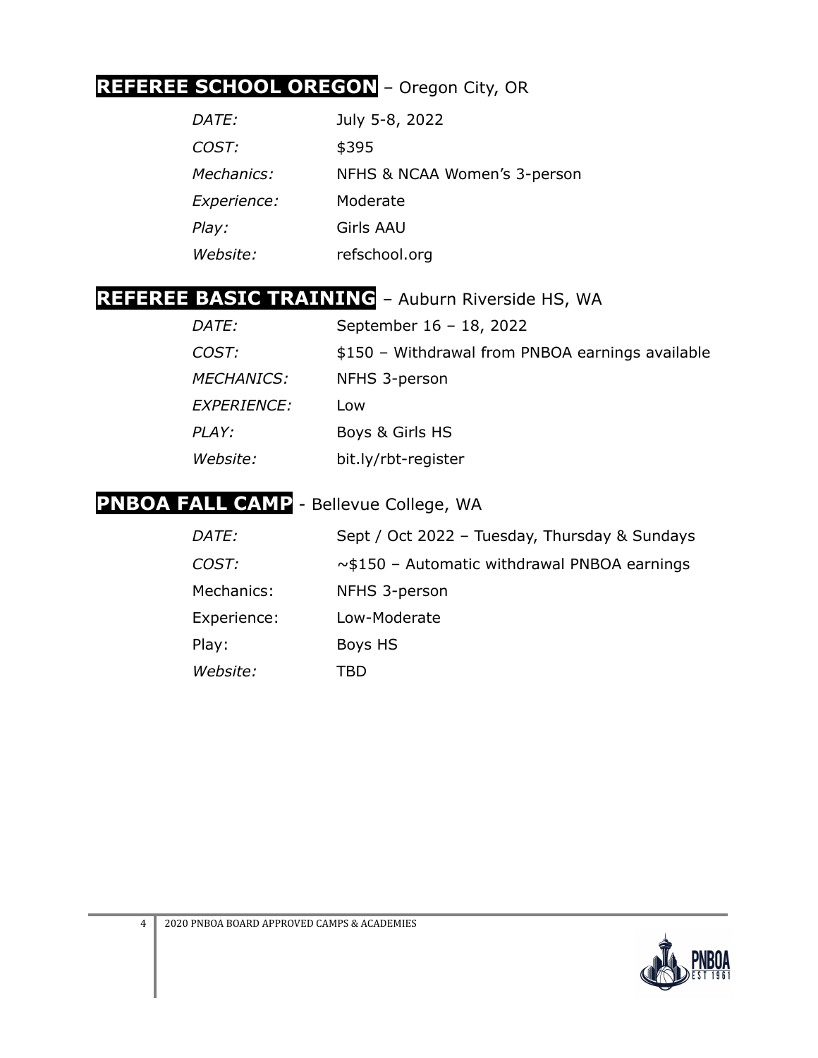## **REFEREE SCHOOL OREGON** – Oregon City, OR

| | |
|---|---|
| *DATE:* | July 5-8, 2022 |
| *COST:* | $395 |
| *Mechanics:* | NFHS & NCAA Women's 3-person |
| *Experience:* | Moderate |
| *Play:* | Girls AAU |
| *Website:* | refschool.org |

## **REFEREE BASIC TRAINING** – Auburn Riverside HS, WA

| | |
|---|---|
| *DATE:* | September 16 – 18, 2022 |
| *COST:* | $150 – Withdrawal from PNBOA earnings available |
| *MECHANICS:* | NFHS 3-person |
| *EXPERIENCE:* | Low |
| *PLAY:* | Boys & Girls HS |
| *Website:* | bit.ly/rbt-register |

## **PNBOA FALL CAMP** - Bellevue College, WA

| | |
|---|---|
| *DATE:* | Sept / Oct 2022 – Tuesday, Thursday & Sundays |
| *COST:* | ~$150 – Automatic withdrawal PNBOA earnings |
| Mechanics: | NFHS 3-person |
| Experience: | Low-Moderate |
| Play: | Boys HS |
| *Website:* | TBD |